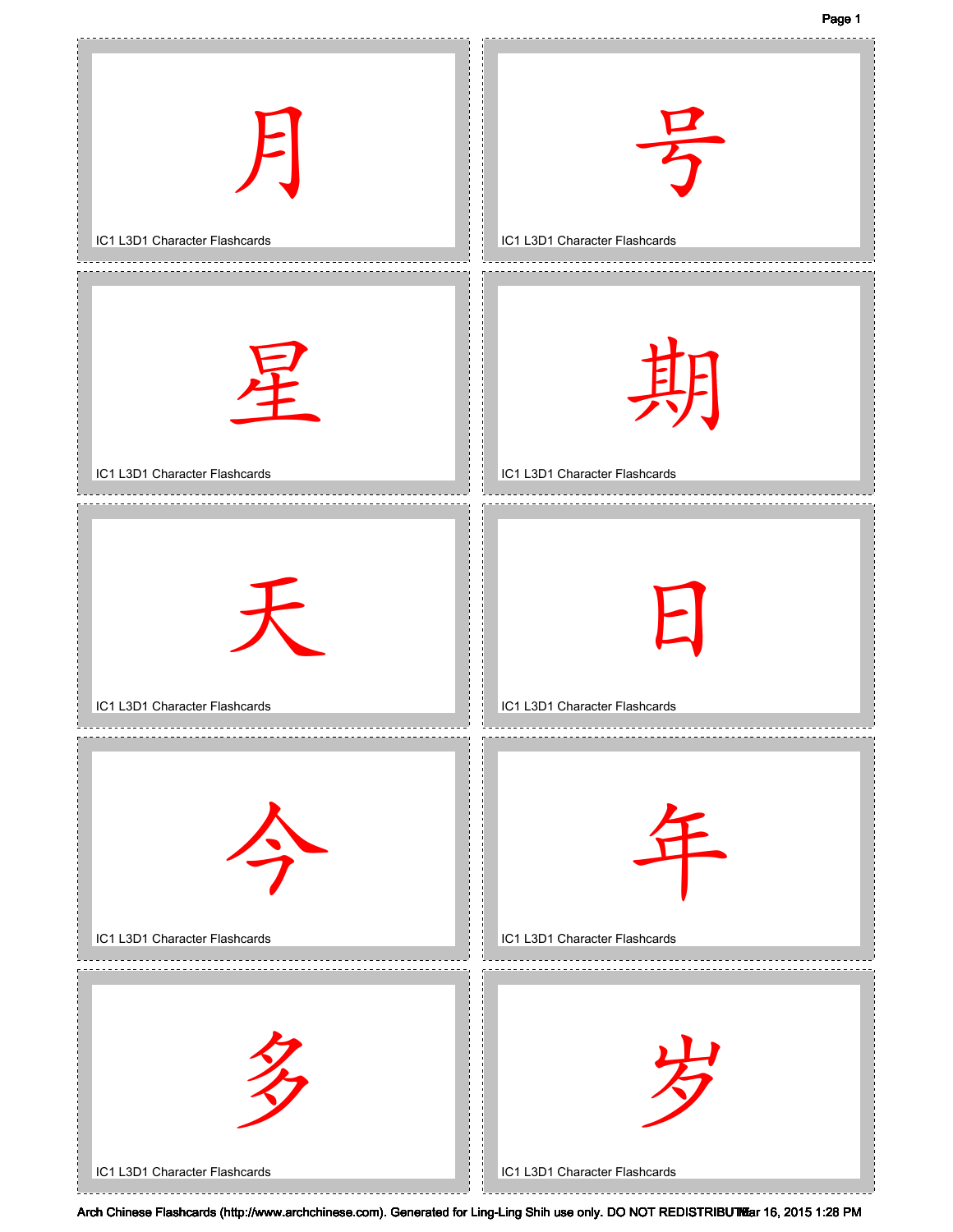月

IC1 L3D1 Character Flashcards

号

IC1 L3D1 Character Flashcards

星

IC1 L3D1 Character Flashcards

期

IC1 L3D1 Character Flashcards

天

IC1 L3D1 Character Flashcards

日

IC1 L3D1 Character Flashcards

今

IC1 L3D1 Character Flashcards

年

IC1 L3D1 Character Flashcards

多

IC1 L3D1 Character Flashcards

岁

IC1 L3D1 Character Flashcards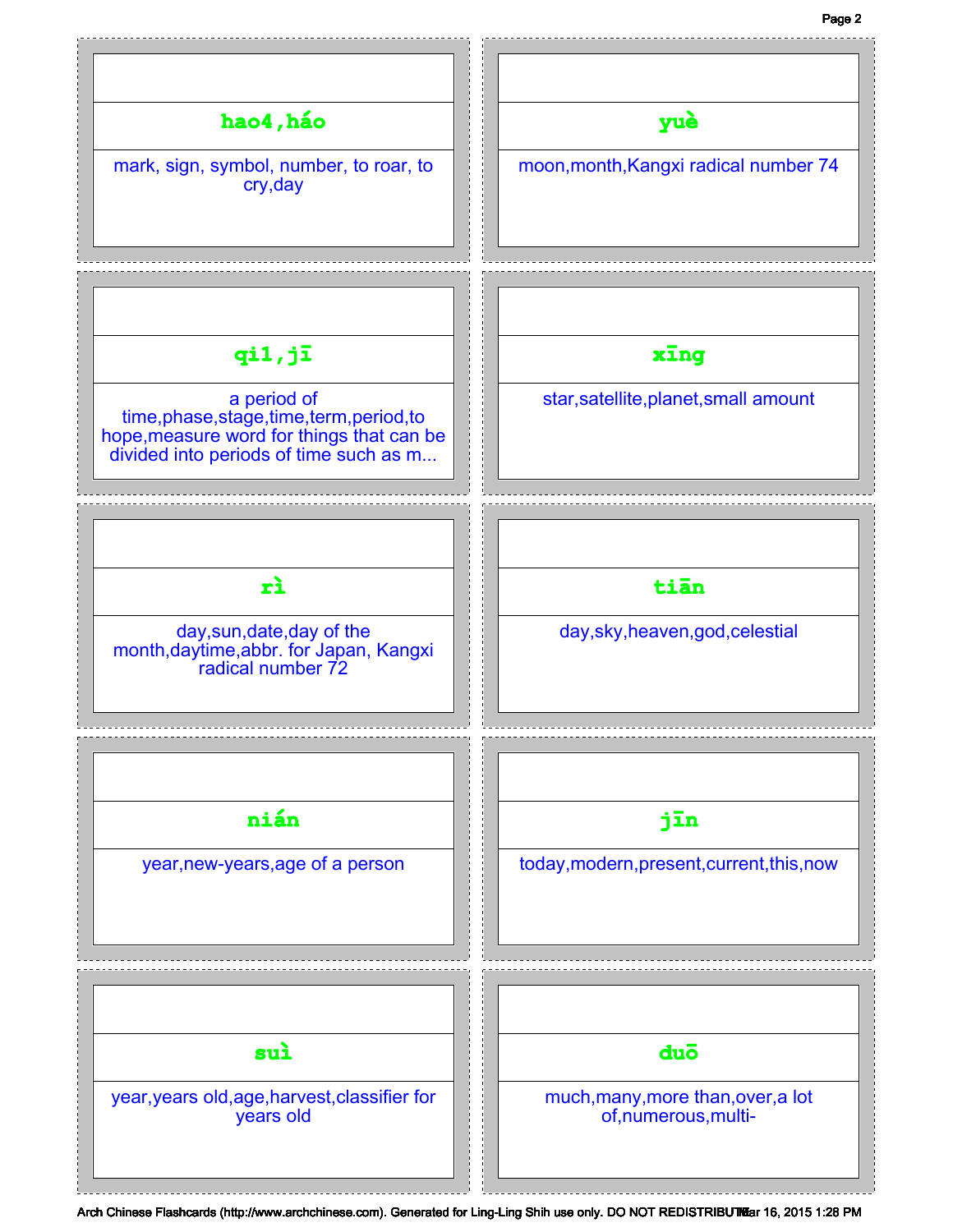**hao4,háo**

mark, sign, symbol, number, to roar, to cry,day

**yuè**

moon,month,Kangxi radical number 74

**qi1,jī**

a period of time,phase,stage,time,term,period,to hope,measure word for things that can be divided into periods of time such as m...

**xīng**

star,satellite,planet,small amount

**rì**

day,sun,date,day of the month,daytime,abbr. for Japan, Kangxi radical number 72

**tiān**

day,sky,heaven,god,celestial

**nián**

year,new-years,age of a person

**jīn**

today,modern,present,current,this,now

**suì**

year,years old,age,harvest,classifier for years old

**duō**

much,many,more than,over,a lot of,numerous,multi-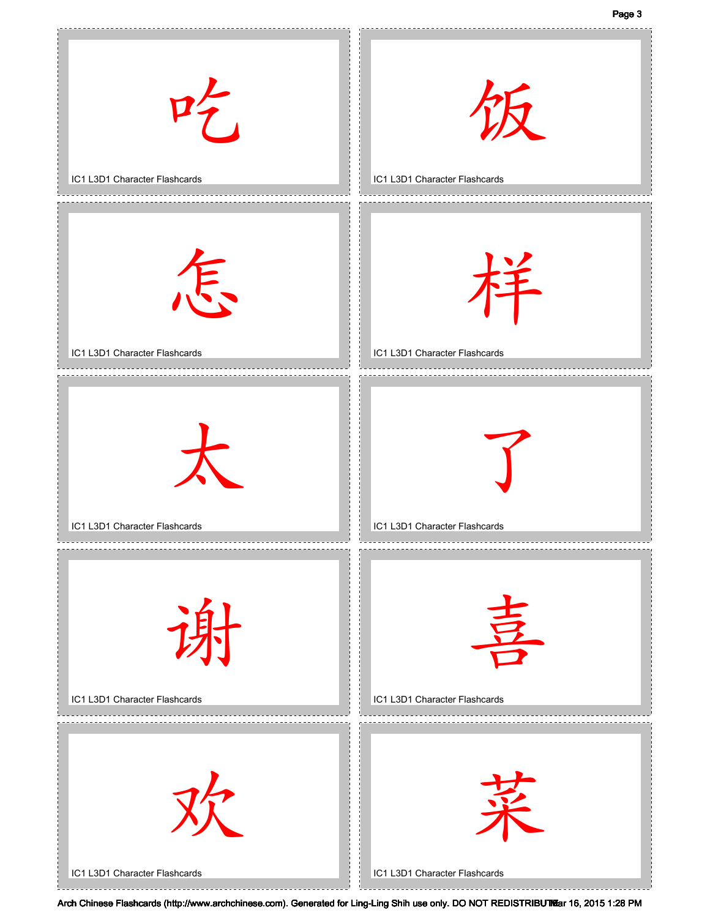吃

IC1 L3D1 Character Flashcards

饭

IC1 L3D1 Character Flashcards

怎

IC1 L3D1 Character Flashcards

样

IC1 L3D1 Character Flashcards

太

IC1 L3D1 Character Flashcards

了

IC1 L3D1 Character Flashcards

谢

IC1 L3D1 Character Flashcards

喜

IC1 L3D1 Character Flashcards

欢

IC1 L3D1 Character Flashcards

菜

IC1 L3D1 Character Flashcards

Arch Chinese Flashcards (http://www.archchinese.com). Generated for Ling-Ling Shih use only. DO NOT REDISTRIBUTE Mar 16, 2015 1:28 PM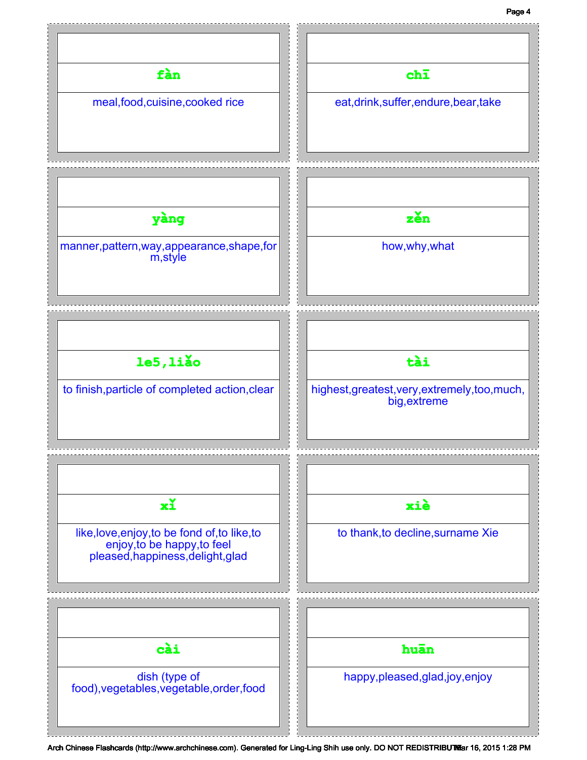| fàn | chī |
|---|---|
| meal,food,cuisine,cooked rice | eat,drink,suffer,endure,bear,take |

| yàng | zěn |
|---|---|
| manner,pattern,way,appearance,shape,form,style | how,why,what |

| le5,liǎo | tài |
|---|---|
| to finish,particle of completed action,clear | highest,greatest,very,extremely,too,much,big,extreme |

| xǐ | xiè |
|---|---|
| like,love,enjoy,to be fond of,to like,to enjoy,to be happy,to feel pleased,happiness,delight,glad | to thank,to decline,surname Xie |

| cài | huān |
|---|---|
| dish (type of food),vegetables,vegetable,order,food | happy,pleased,glad,joy,enjoy |

Arch Chinese Flashcards (http://www.archchinese.com). Generated for Ling-Ling Shih use only. DO NOT REDISTRIBUTE. Mar 16, 2015 1:28 PM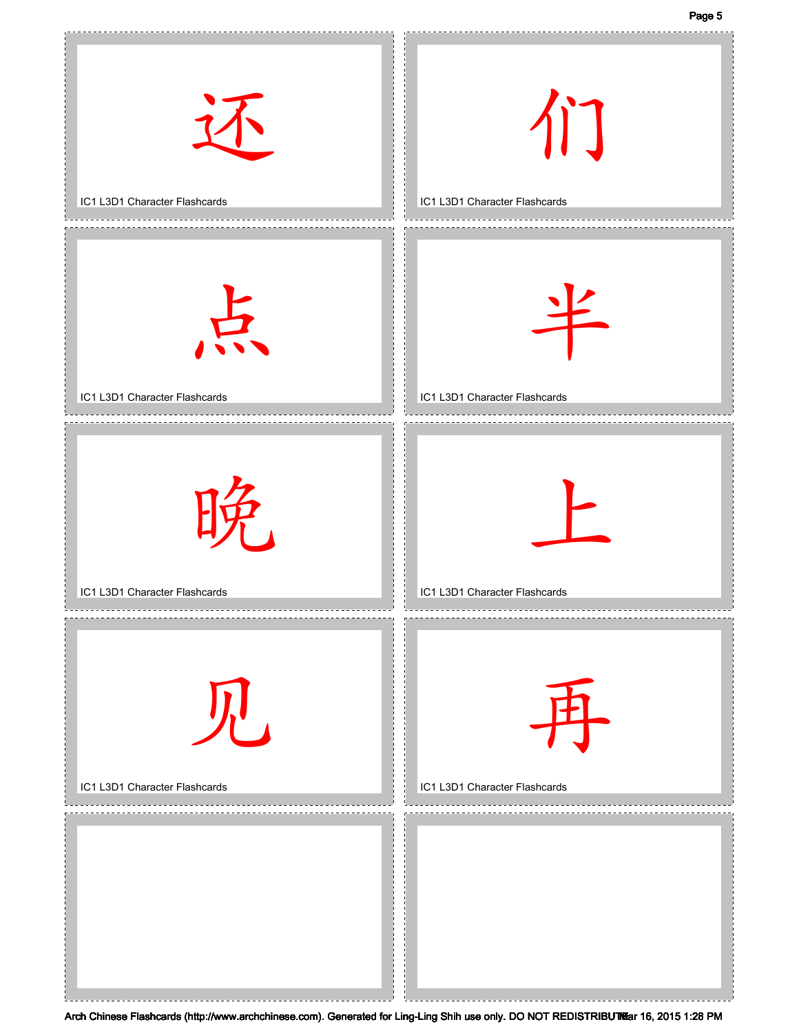还

IC1 L3D1 Character Flashcards

们

IC1 L3D1 Character Flashcards

点

IC1 L3D1 Character Flashcards

半

IC1 L3D1 Character Flashcards

晚

IC1 L3D1 Character Flashcards

上

IC1 L3D1 Character Flashcards

见

IC1 L3D1 Character Flashcards

再

IC1 L3D1 Character Flashcards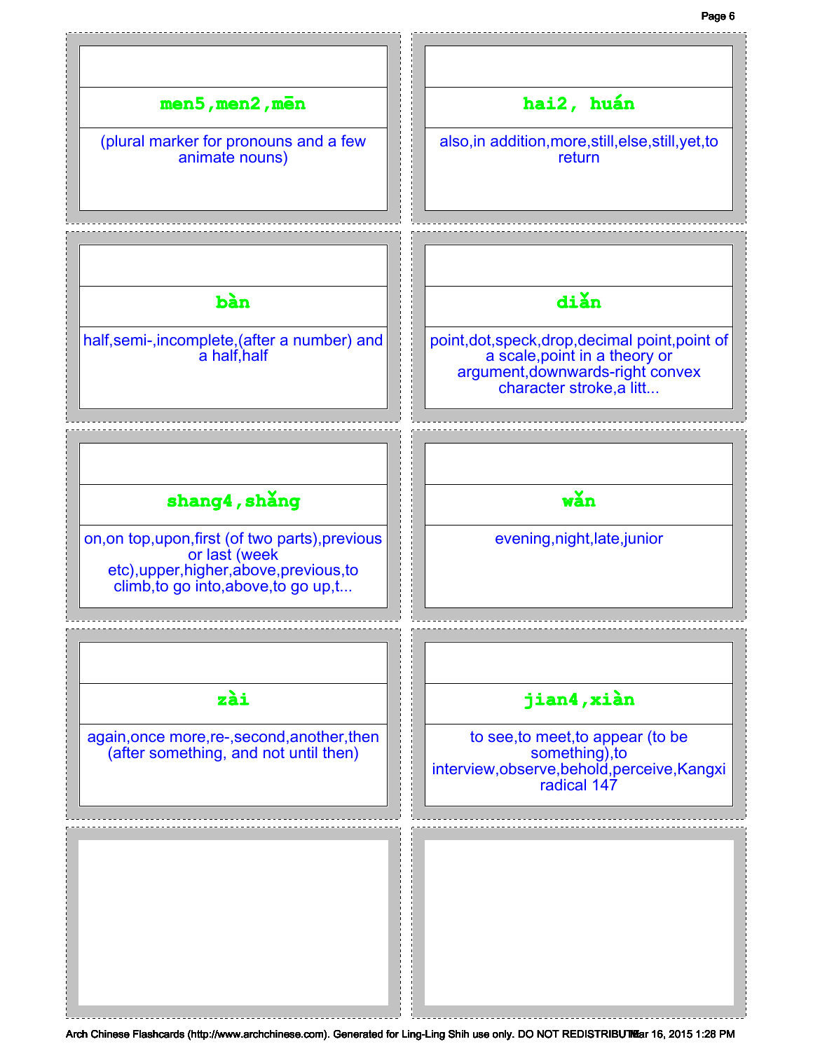**men5,men2,mēn**

(plural marker for pronouns and a few animate nouns)

**hai2, huán**

also,in addition,more,still,else,still,yet,to return

**bàn**

half,semi-,incomplete,(after a number) and a half,half

**diǎn**

point,dot,speck,drop,decimal point,point of a scale,point in a theory or argument,downwards-right convex character stroke,a litt...

**shang4,shǎng**

on,on top,upon,first (of two parts),previous or last (week etc),upper,higher,above,previous,to climb,to go into,above,to go up,t...

**wǎn**

evening,night,late,junior

**zài**

again,once more,re-,second,another,then (after something, and not until then)

**jian4,xiàn**

to see,to meet,to appear (to be something),to interview,observe,behold,perceive,Kangxi radical 147